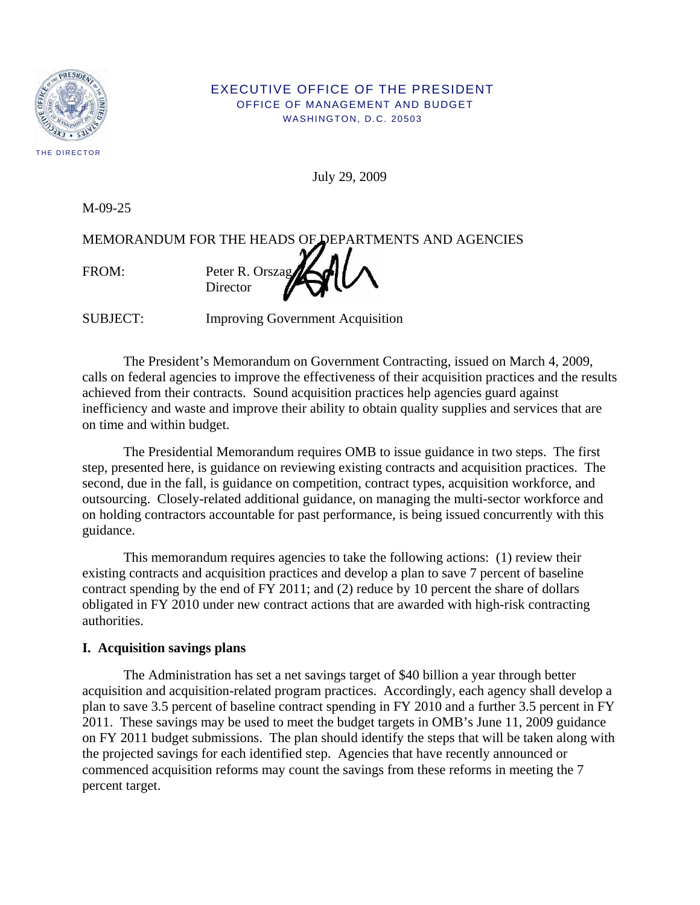EXECUTIVE OFFICE OF THE PRESIDENT
OFFICE OF MANAGEMENT AND BUDGET
WASHINGTON, D.C. 20503

THE DIRECTOR

July 29, 2009

M-09-25

MEMORANDUM FOR THE HEADS OF DEPARTMENTS AND AGENCIES

FROM: Peter R. Orszag
Director

SUBJECT: Improving Government Acquisition

The President's Memorandum on Government Contracting, issued on March 4, 2009, calls on federal agencies to improve the effectiveness of their acquisition practices and the results achieved from their contracts. Sound acquisition practices help agencies guard against inefficiency and waste and improve their ability to obtain quality supplies and services that are on time and within budget.

The Presidential Memorandum requires OMB to issue guidance in two steps. The first step, presented here, is guidance on reviewing existing contracts and acquisition practices. The second, due in the fall, is guidance on competition, contract types, acquisition workforce, and outsourcing. Closely-related additional guidance, on managing the multi-sector workforce and on holding contractors accountable for past performance, is being issued concurrently with this guidance.

This memorandum requires agencies to take the following actions: (1) review their existing contracts and acquisition practices and develop a plan to save 7 percent of baseline contract spending by the end of FY 2011; and (2) reduce by 10 percent the share of dollars obligated in FY 2010 under new contract actions that are awarded with high-risk contracting authorities.

**I. Acquisition savings plans**

The Administration has set a net savings target of $40 billion a year through better acquisition and acquisition-related program practices. Accordingly, each agency shall develop a plan to save 3.5 percent of baseline contract spending in FY 2010 and a further 3.5 percent in FY 2011. These savings may be used to meet the budget targets in OMB's June 11, 2009 guidance on FY 2011 budget submissions. The plan should identify the steps that will be taken along with the projected savings for each identified step. Agencies that have recently announced or commenced acquisition reforms may count the savings from these reforms in meeting the 7 percent target.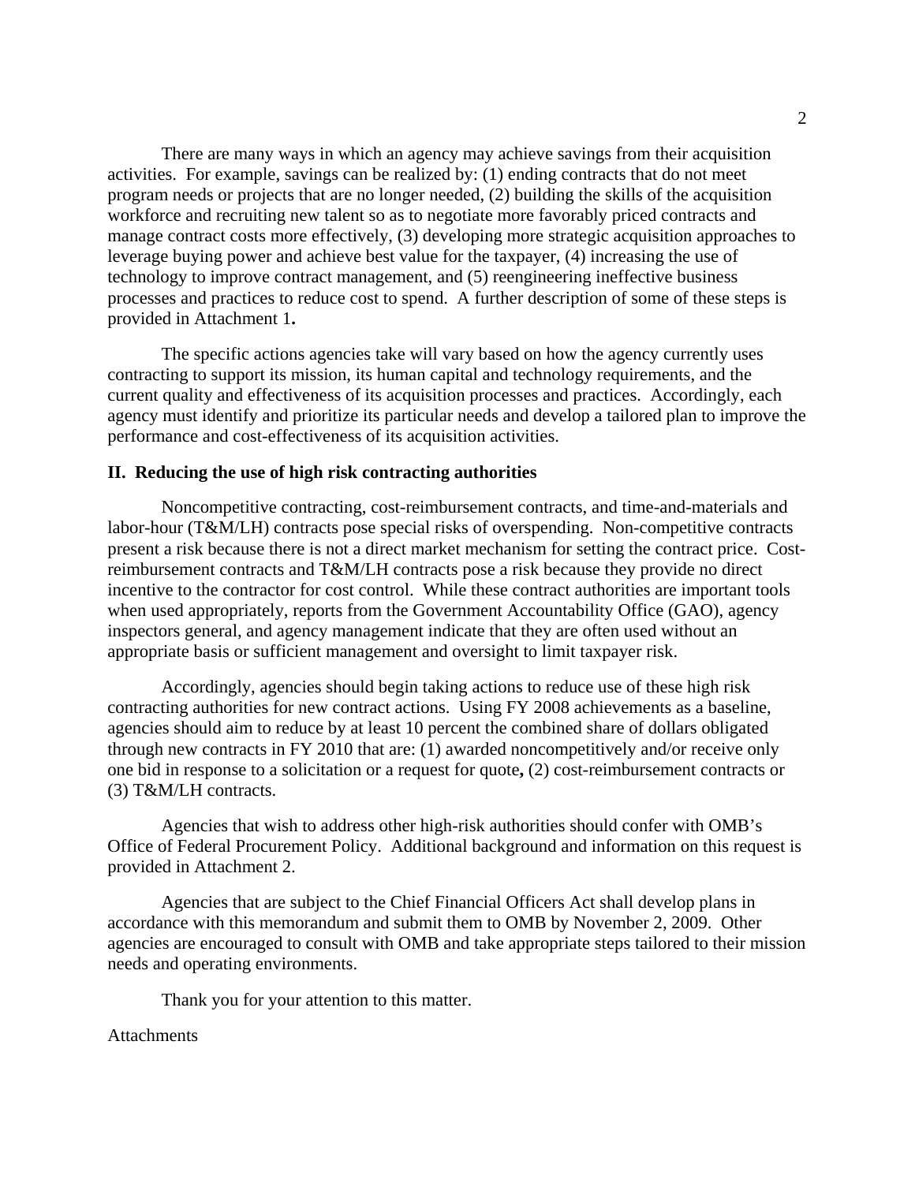There are many ways in which an agency may achieve savings from their acquisition activities. For example, savings can be realized by: (1) ending contracts that do not meet program needs or projects that are no longer needed, (2) building the skills of the acquisition workforce and recruiting new talent so as to negotiate more favorably priced contracts and manage contract costs more effectively, (3) developing more strategic acquisition approaches to leverage buying power and achieve best value for the taxpayer, (4) increasing the use of technology to improve contract management, and (5) reengineering ineffective business processes and practices to reduce cost to spend. A further description of some of these steps is provided in Attachment 1**.**

The specific actions agencies take will vary based on how the agency currently uses contracting to support its mission, its human capital and technology requirements, and the current quality and effectiveness of its acquisition processes and practices. Accordingly, each agency must identify and prioritize its particular needs and develop a tailored plan to improve the performance and cost-effectiveness of its acquisition activities.

## II. Reducing the use of high risk contracting authorities

Noncompetitive contracting, cost-reimbursement contracts, and time-and-materials and labor-hour (T&M/LH) contracts pose special risks of overspending. Non-competitive contracts present a risk because there is not a direct market mechanism for setting the contract price. Cost-reimbursement contracts and T&M/LH contracts pose a risk because they provide no direct incentive to the contractor for cost control. While these contract authorities are important tools when used appropriately, reports from the Government Accountability Office (GAO), agency inspectors general, and agency management indicate that they are often used without an appropriate basis or sufficient management and oversight to limit taxpayer risk.

Accordingly, agencies should begin taking actions to reduce use of these high risk contracting authorities for new contract actions. Using FY 2008 achievements as a baseline, agencies should aim to reduce by at least 10 percent the combined share of dollars obligated through new contracts in FY 2010 that are: (1) awarded noncompetitively and/or receive only one bid in response to a solicitation or a request for quote**,** (2) cost-reimbursement contracts or (3) T&M/LH contracts.

Agencies that wish to address other high-risk authorities should confer with OMB's Office of Federal Procurement Policy. Additional background and information on this request is provided in Attachment 2.

Agencies that are subject to the Chief Financial Officers Act shall develop plans in accordance with this memorandum and submit them to OMB by November 2, 2009. Other agencies are encouraged to consult with OMB and take appropriate steps tailored to their mission needs and operating environments.

Thank you for your attention to this matter.

Attachments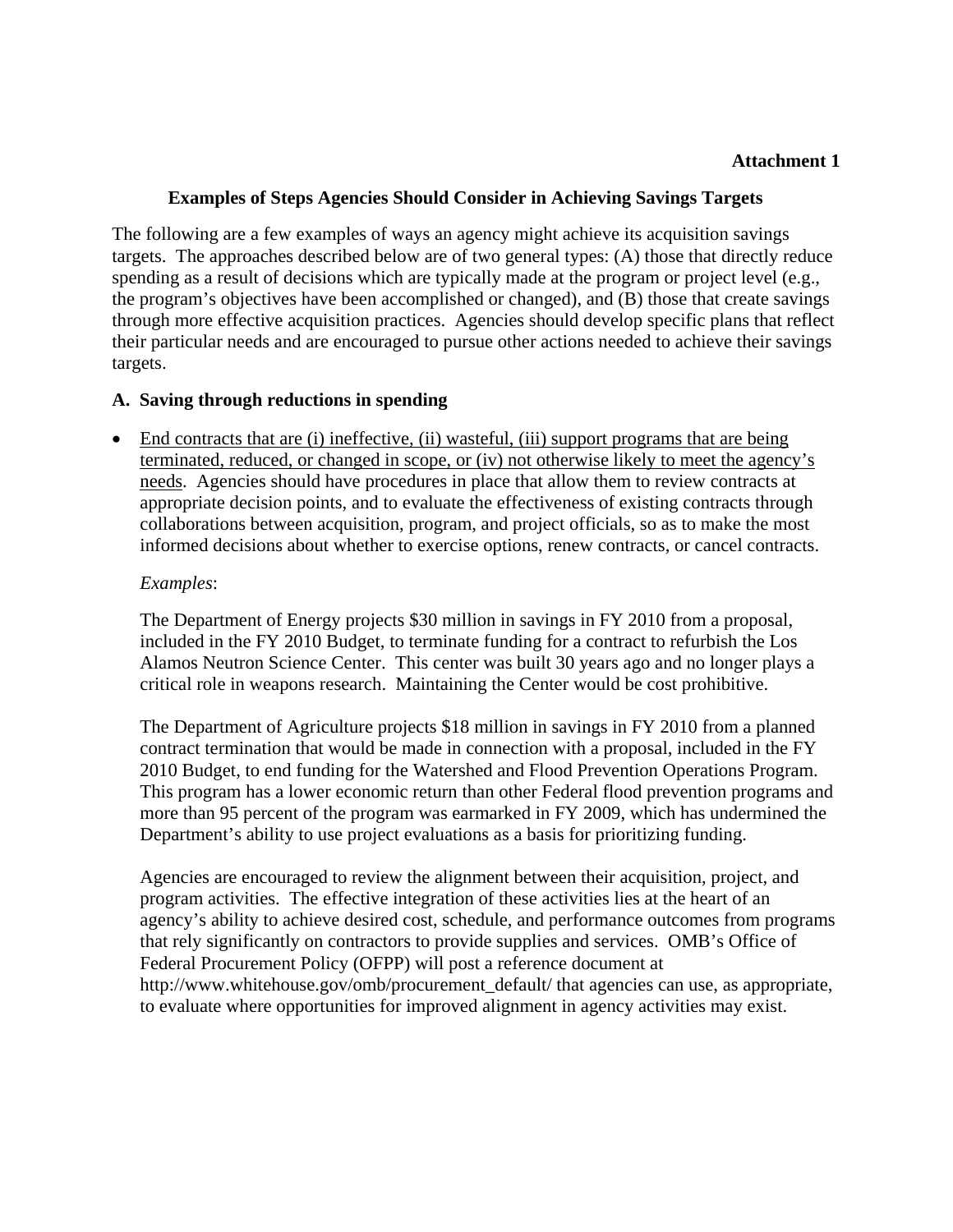**Attachment 1**

## Examples of Steps Agencies Should Consider in Achieving Savings Targets

The following are a few examples of ways an agency might achieve its acquisition savings targets. The approaches described below are of two general types: (A) those that directly reduce spending as a result of decisions which are typically made at the program or project level (e.g., the program's objectives have been accomplished or changed), and (B) those that create savings through more effective acquisition practices. Agencies should develop specific plans that reflect their particular needs and are encouraged to pursue other actions needed to achieve their savings targets.

### A. Saving through reductions in spending

- <u>End contracts that are (i) ineffective, (ii) wasteful, (iii) support programs that are being terminated, reduced, or changed in scope, or (iv) not otherwise likely to meet the agency's needs</u>. Agencies should have procedures in place that allow them to review contracts at appropriate decision points, and to evaluate the effectiveness of existing contracts through collaborations between acquisition, program, and project officials, so as to make the most informed decisions about whether to exercise options, renew contracts, or cancel contracts.

  *Examples*:

  The Department of Energy projects $30 million in savings in FY 2010 from a proposal, included in the FY 2010 Budget, to terminate funding for a contract to refurbish the Los Alamos Neutron Science Center. This center was built 30 years ago and no longer plays a critical role in weapons research. Maintaining the Center would be cost prohibitive.

  The Department of Agriculture projects $18 million in savings in FY 2010 from a planned contract termination that would be made in connection with a proposal, included in the FY 2010 Budget, to end funding for the Watershed and Flood Prevention Operations Program. This program has a lower economic return than other Federal flood prevention programs and more than 95 percent of the program was earmarked in FY 2009, which has undermined the Department's ability to use project evaluations as a basis for prioritizing funding.

  Agencies are encouraged to review the alignment between their acquisition, project, and program activities. The effective integration of these activities lies at the heart of an agency's ability to achieve desired cost, schedule, and performance outcomes from programs that rely significantly on contractors to provide supplies and services. OMB's Office of Federal Procurement Policy (OFPP) will post a reference document at http://www.whitehouse.gov/omb/procurement_default/ that agencies can use, as appropriate, to evaluate where opportunities for improved alignment in agency activities may exist.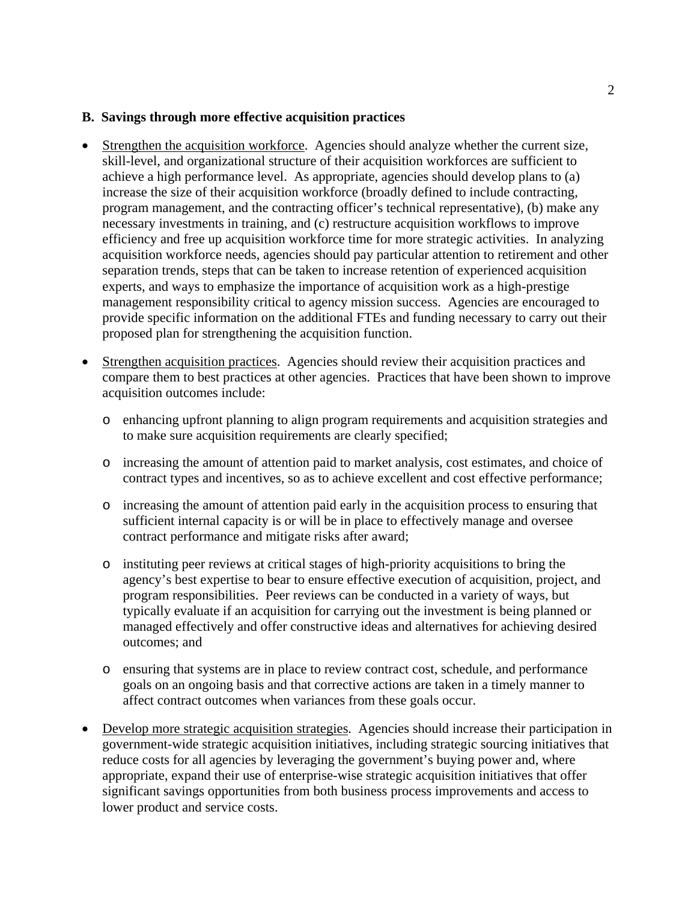**B. Savings through more effective acquisition practices**

- Strengthen the acquisition workforce. Agencies should analyze whether the current size, skill-level, and organizational structure of their acquisition workforces are sufficient to achieve a high performance level. As appropriate, agencies should develop plans to (a) increase the size of their acquisition workforce (broadly defined to include contracting, program management, and the contracting officer's technical representative), (b) make any necessary investments in training, and (c) restructure acquisition workflows to improve efficiency and free up acquisition workforce time for more strategic activities. In analyzing acquisition workforce needs, agencies should pay particular attention to retirement and other separation trends, steps that can be taken to increase retention of experienced acquisition experts, and ways to emphasize the importance of acquisition work as a high-prestige management responsibility critical to agency mission success. Agencies are encouraged to provide specific information on the additional FTEs and funding necessary to carry out their proposed plan for strengthening the acquisition function.

- Strengthen acquisition practices. Agencies should review their acquisition practices and compare them to best practices at other agencies. Practices that have been shown to improve acquisition outcomes include:

  - enhancing upfront planning to align program requirements and acquisition strategies and to make sure acquisition requirements are clearly specified;

  - increasing the amount of attention paid to market analysis, cost estimates, and choice of contract types and incentives, so as to achieve excellent and cost effective performance;

  - increasing the amount of attention paid early in the acquisition process to ensuring that sufficient internal capacity is or will be in place to effectively manage and oversee contract performance and mitigate risks after award;

  - instituting peer reviews at critical stages of high-priority acquisitions to bring the agency's best expertise to bear to ensure effective execution of acquisition, project, and program responsibilities. Peer reviews can be conducted in a variety of ways, but typically evaluate if an acquisition for carrying out the investment is being planned or managed effectively and offer constructive ideas and alternatives for achieving desired outcomes; and

  - ensuring that systems are in place to review contract cost, schedule, and performance goals on an ongoing basis and that corrective actions are taken in a timely manner to affect contract outcomes when variances from these goals occur.

- Develop more strategic acquisition strategies. Agencies should increase their participation in government-wide strategic acquisition initiatives, including strategic sourcing initiatives that reduce costs for all agencies by leveraging the government's buying power and, where appropriate, expand their use of enterprise-wise strategic acquisition initiatives that offer significant savings opportunities from both business process improvements and access to lower product and service costs.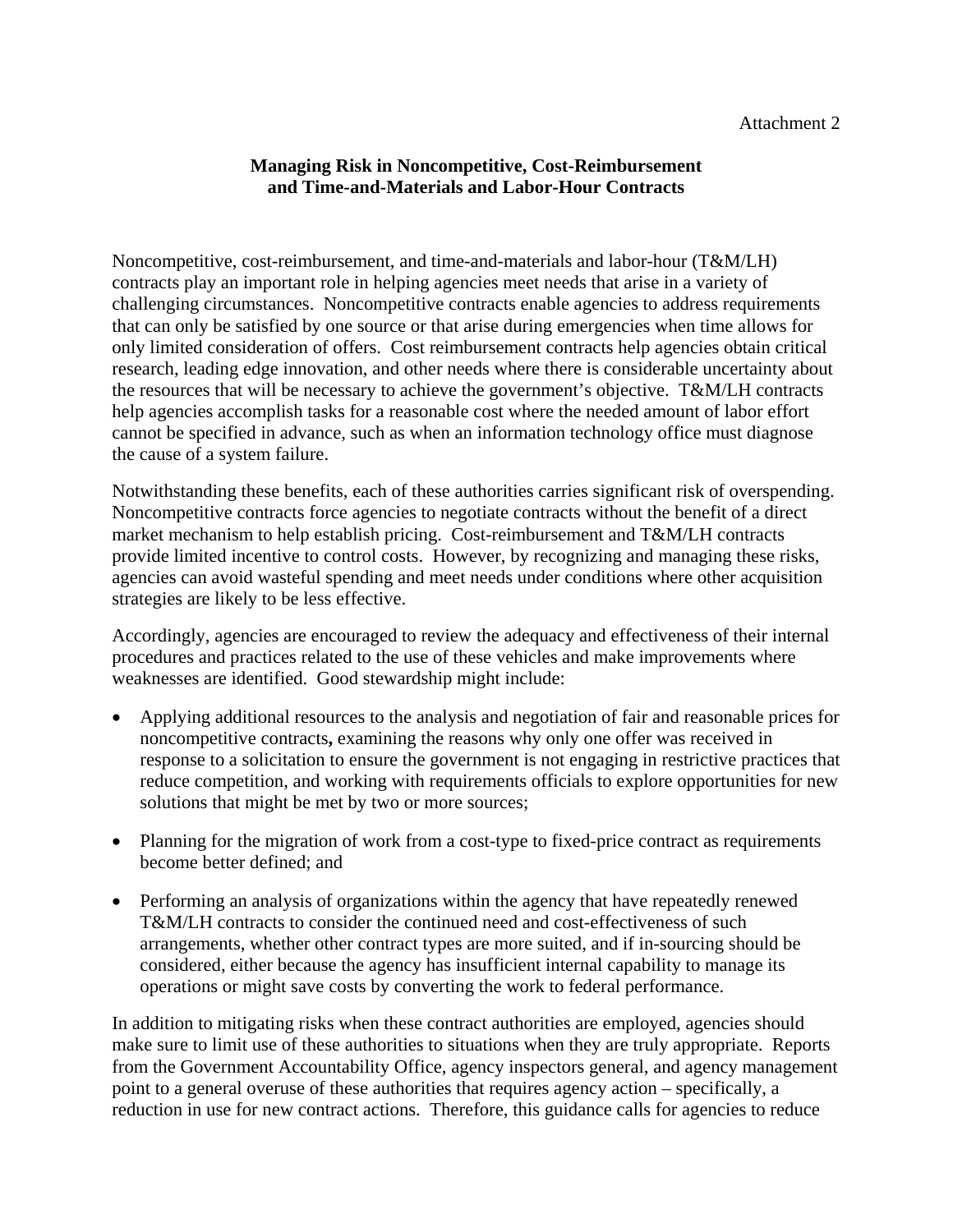Attachment 2

**Managing Risk in Noncompetitive, Cost-Reimbursement and Time-and-Materials and Labor-Hour Contracts**

Noncompetitive, cost-reimbursement, and time-and-materials and labor-hour (T&M/LH) contracts play an important role in helping agencies meet needs that arise in a variety of challenging circumstances. Noncompetitive contracts enable agencies to address requirements that can only be satisfied by one source or that arise during emergencies when time allows for only limited consideration of offers. Cost reimbursement contracts help agencies obtain critical research, leading edge innovation, and other needs where there is considerable uncertainty about the resources that will be necessary to achieve the government's objective. T&M/LH contracts help agencies accomplish tasks for a reasonable cost where the needed amount of labor effort cannot be specified in advance, such as when an information technology office must diagnose the cause of a system failure.

Notwithstanding these benefits, each of these authorities carries significant risk of overspending. Noncompetitive contracts force agencies to negotiate contracts without the benefit of a direct market mechanism to help establish pricing. Cost-reimbursement and T&M/LH contracts provide limited incentive to control costs. However, by recognizing and managing these risks, agencies can avoid wasteful spending and meet needs under conditions where other acquisition strategies are likely to be less effective.

Accordingly, agencies are encouraged to review the adequacy and effectiveness of their internal procedures and practices related to the use of these vehicles and make improvements where weaknesses are identified. Good stewardship might include:

- Applying additional resources to the analysis and negotiation of fair and reasonable prices for noncompetitive contracts**,** examining the reasons why only one offer was received in response to a solicitation to ensure the government is not engaging in restrictive practices that reduce competition, and working with requirements officials to explore opportunities for new solutions that might be met by two or more sources;
- Planning for the migration of work from a cost-type to fixed-price contract as requirements become better defined; and
- Performing an analysis of organizations within the agency that have repeatedly renewed T&M/LH contracts to consider the continued need and cost-effectiveness of such arrangements, whether other contract types are more suited, and if in-sourcing should be considered, either because the agency has insufficient internal capability to manage its operations or might save costs by converting the work to federal performance.

In addition to mitigating risks when these contract authorities are employed, agencies should make sure to limit use of these authorities to situations when they are truly appropriate. Reports from the Government Accountability Office, agency inspectors general, and agency management point to a general overuse of these authorities that requires agency action – specifically, a reduction in use for new contract actions. Therefore, this guidance calls for agencies to reduce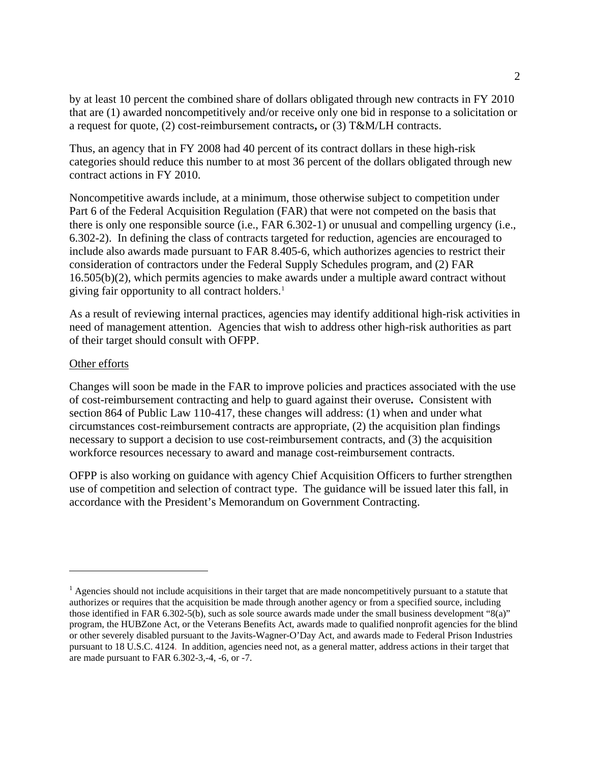by at least 10 percent the combined share of dollars obligated through new contracts in FY 2010 that are (1) awarded noncompetitively and/or receive only one bid in response to a solicitation or a request for quote, (2) cost-reimbursement contracts**,** or (3) T&M/LH contracts.

Thus, an agency that in FY 2008 had 40 percent of its contract dollars in these high-risk categories should reduce this number to at most 36 percent of the dollars obligated through new contract actions in FY 2010.

Noncompetitive awards include, at a minimum, those otherwise subject to competition under Part 6 of the Federal Acquisition Regulation (FAR) that were not competed on the basis that there is only one responsible source (i.e., FAR 6.302-1) or unusual and compelling urgency (i.e., 6.302-2). In defining the class of contracts targeted for reduction, agencies are encouraged to include also awards made pursuant to FAR 8.405-6, which authorizes agencies to restrict their consideration of contractors under the Federal Supply Schedules program, and (2) FAR 16.505(b)(2), which permits agencies to make awards under a multiple award contract without giving fair opportunity to all contract holders.[1]

As a result of reviewing internal practices, agencies may identify additional high-risk activities in need of management attention. Agencies that wish to address other high-risk authorities as part of their target should consult with OFPP.

<u>Other efforts</u>

Changes will soon be made in the FAR to improve policies and practices associated with the use of cost-reimbursement contracting and help to guard against their overuse**.** Consistent with section 864 of Public Law 110-417, these changes will address: (1) when and under what circumstances cost-reimbursement contracts are appropriate, (2) the acquisition plan findings necessary to support a decision to use cost-reimbursement contracts, and (3) the acquisition workforce resources necessary to award and manage cost-reimbursement contracts.

OFPP is also working on guidance with agency Chief Acquisition Officers to further strengthen use of competition and selection of contract type. The guidance will be issued later this fall, in accordance with the President's Memorandum on Government Contracting.

---

[1] Agencies should not include acquisitions in their target that are made noncompetitively pursuant to a statute that authorizes or requires that the acquisition be made through another agency or from a specified source, including those identified in FAR 6.302-5(b), such as sole source awards made under the small business development "8(a)" program, the HUBZone Act, or the Veterans Benefits Act, awards made to qualified nonprofit agencies for the blind or other severely disabled pursuant to the Javits-Wagner-O'Day Act, and awards made to Federal Prison Industries pursuant to 18 U.S.C. 4124. In addition, agencies need not, as a general matter, address actions in their target that are made pursuant to FAR 6.302-3,-4, -6, or -7.